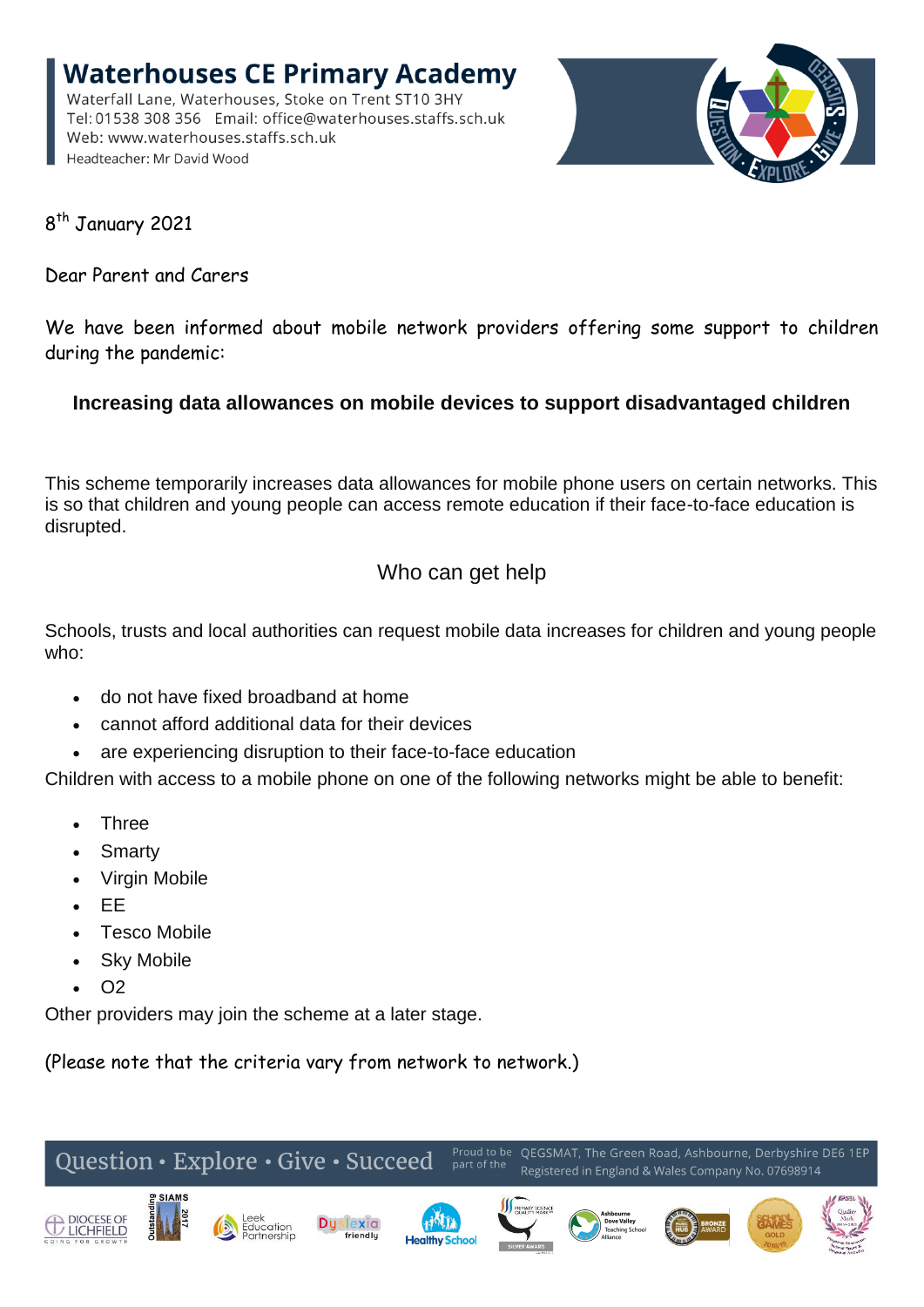**Waterhouses CE Primary Academy**

Waterfall Lane, Waterhouses, Stoke on Trent ST10 3HY
Tel: 01538 308 356   Email: office@waterhouses.staffs.sch.uk
Web: www.waterhouses.staffs.sch.uk
Headteacher: Mr David Wood

8th January 2021

Dear Parent and Carers

We have been informed about mobile network providers offering some support to children during the pandemic:

### Increasing data allowances on mobile devices to support disadvantaged children

This scheme temporarily increases data allowances for mobile phone users on certain networks. This is so that children and young people can access remote education if their face-to-face education is disrupted.

## Who can get help

Schools, trusts and local authorities can request mobile data increases for children and young people who:

- do not have fixed broadband at home
- cannot afford additional data for their devices
- are experiencing disruption to their face-to-face education

Children with access to a mobile phone on one of the following networks might be able to benefit:

- Three
- Smarty
- Virgin Mobile
- EE
- Tesco Mobile
- Sky Mobile
- O2

Other providers may join the scheme at a later stage.

(Please note that the criteria vary from network to network.)

Question • Explore • Give • Succeed — Proud to be part of the QEGSMAT, The Green Road, Ashbourne, Derbyshire DE6 1EP. Registered in England & Wales Company No. 07698914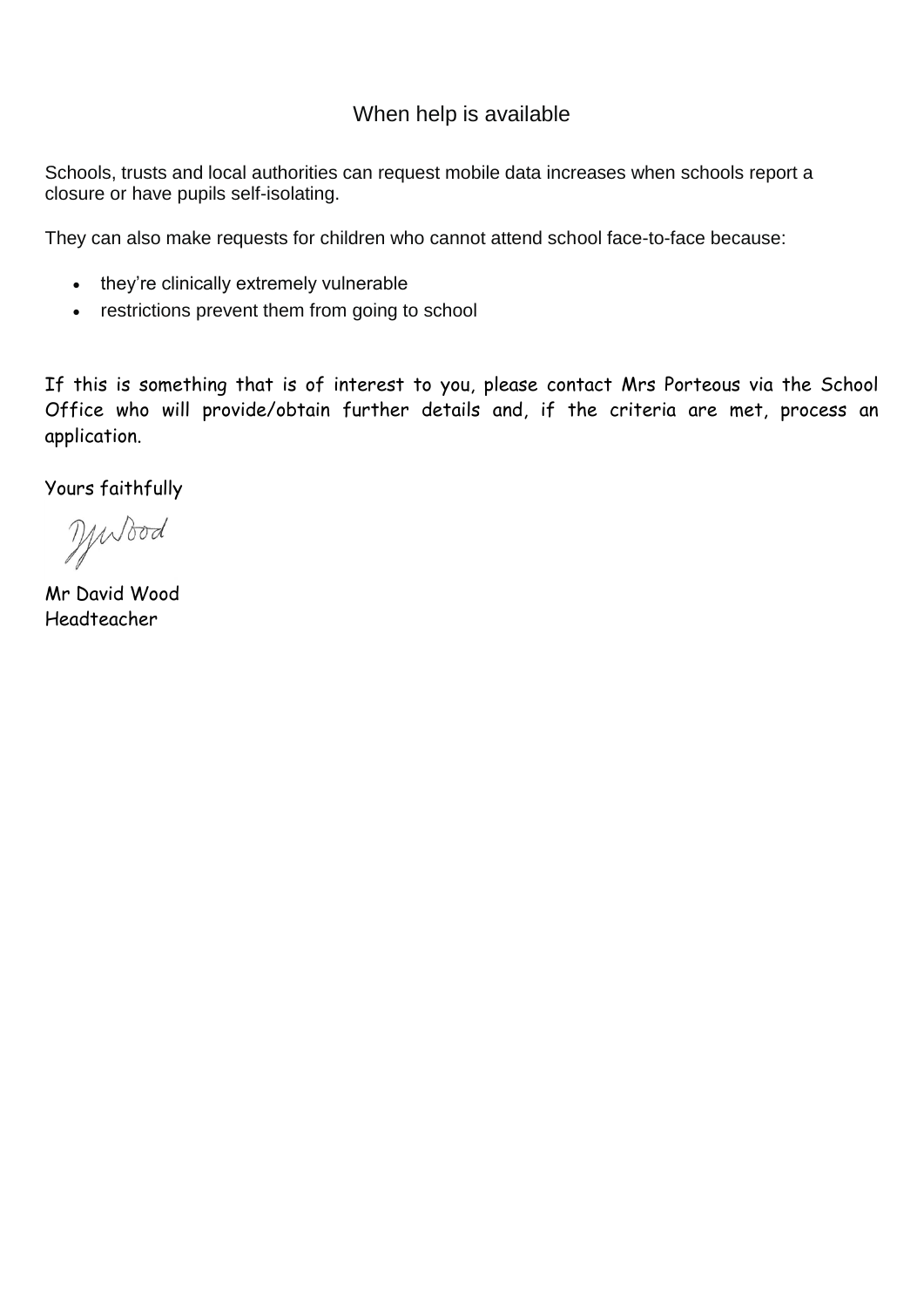## When help is available

Schools, trusts and local authorities can request mobile data increases when schools report a closure or have pupils self-isolating.

They can also make requests for children who cannot attend school face-to-face because:

- they're clinically extremely vulnerable
- restrictions prevent them from going to school

If this is something that is of interest to you, please contact Mrs Porteous via the School Office who will provide/obtain further details and, if the criteria are met, process an application.

Yours faithfully

Mr David Wood
Headteacher